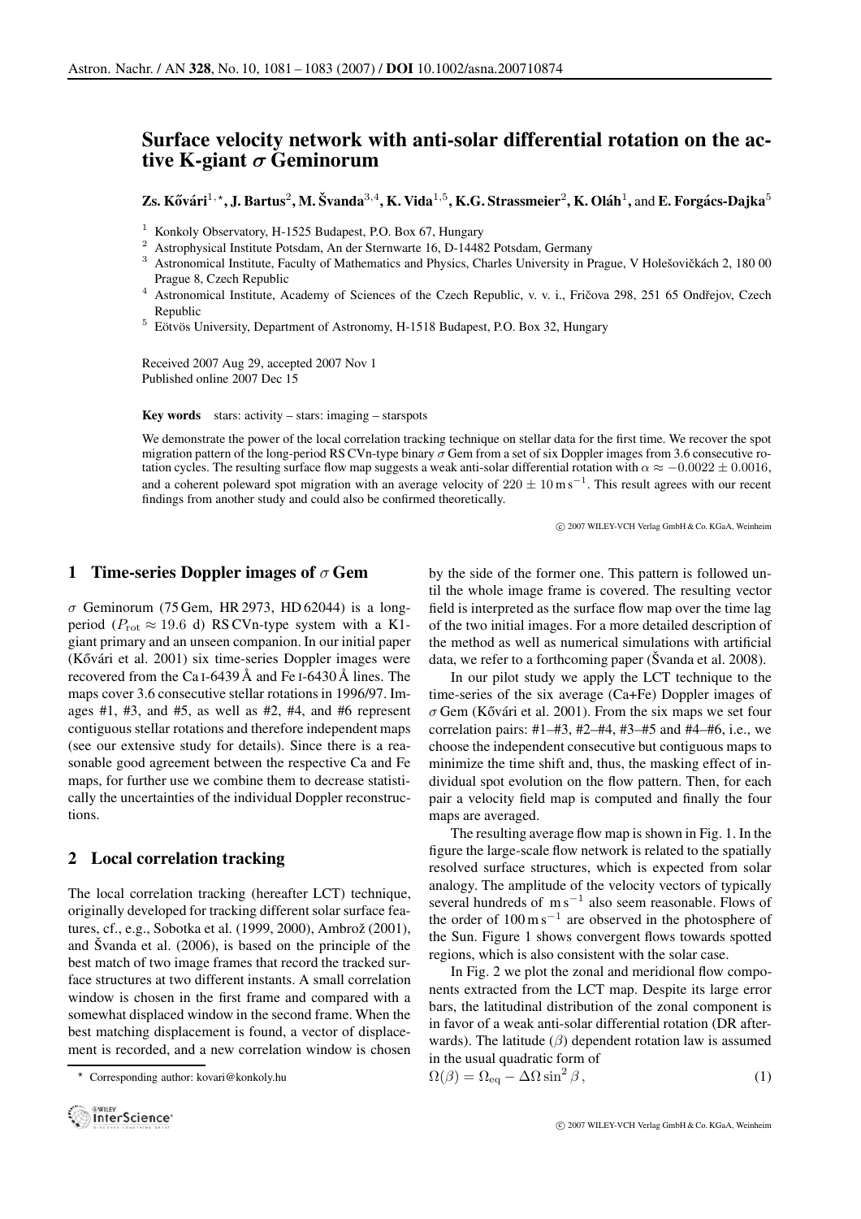# Surface velocity network with anti-solar differential rotation on the active K-giant $\sigma$ Geminorum

**Zs. Kővári[1,⋆], J. Bartus[2], M. Švanda[3,4], K. Vida[1,5], K.G. Strassmeier[2], K. Oláh[1], and E. Forgács-Dajka[5]**

[1] Konkoly Observatory, H-1525 Budapest, P.O. Box 67, Hungary
[2] Astrophysical Institute Potsdam, An der Sternwarte 16, D-14482 Potsdam, Germany
[3] Astronomical Institute, Faculty of Mathematics and Physics, Charles University in Prague, V Holešovičkách 2, 180 00 Prague 8, Czech Republic
[4] Astronomical Institute, Academy of Sciences of the Czech Republic, v. v. i., Fričova 298, 251 65 Ondřejov, Czech Republic
[5] Eötvös University, Department of Astronomy, H-1518 Budapest, P.O. Box 32, Hungary

Received 2007 Aug 29, accepted 2007 Nov 1
Published online 2007 Dec 15

**Key words** stars: activity – stars: imaging – starspots

We demonstrate the power of the local correlation tracking technique on stellar data for the first time. We recover the spot migration pattern of the long-period RS CVn-type binary $\sigma$ Gem from a set of six Doppler images from 3.6 consecutive rotation cycles. The resulting surface flow map suggests a weak anti-solar differential rotation with $\alpha \approx -0.0022 \pm 0.0016$, and a coherent poleward spot migration with an average velocity of $220 \pm 10\,\mathrm{m\,s^{-1}}$. This result agrees with our recent findings from another study and could also be confirmed theoretically.

© 2007 WILEY-VCH Verlag GmbH & Co. KGaA, Weinheim

## 1 Time-series Doppler images of $\sigma$ Gem

$\sigma$ Geminorum (75 Gem, HR 2973, HD 62044) is a long-period ($P_{\mathrm{rot}} \approx 19.6$ d) RS CVn-type system with a K1-giant primary and an unseen companion. In our initial paper (Kővári et al. 2001) six time-series Doppler images were recovered from the Ca I-6439 Å and Fe I-6430 Å lines. The maps cover 3.6 consecutive stellar rotations in 1996/97. Images #1, #3, and #5, as well as #2, #4, and #6 represent contiguous stellar rotations and therefore independent maps (see our extensive study for details). Since there is a reasonable good agreement between the respective Ca and Fe maps, for further use we combine them to decrease statistically the uncertainties of the individual Doppler reconstructions.

## 2 Local correlation tracking

The local correlation tracking (hereafter LCT) technique, originally developed for tracking different solar surface features, cf., e.g., Sobotka et al. (1999, 2000), Ambrož (2001), and Švanda et al. (2006), is based on the principle of the best match of two image frames that record the tracked surface structures at two different instants. A small correlation window is chosen in the first frame and compared with a somewhat displaced window in the second frame. When the best matching displacement is found, a vector of displacement is recorded, and a new correlation window is chosen by the side of the former one. This pattern is followed until the whole image frame is covered. The resulting vector field is interpreted as the surface flow map over the time lag of the two initial images. For a more detailed description of the method as well as numerical simulations with artificial data, we refer to a forthcoming paper (Švanda et al. 2008).

In our pilot study we apply the LCT technique to the time-series of the six average (Ca+Fe) Doppler images of $\sigma$ Gem (Kővári et al. 2001). From the six maps we set four correlation pairs: #1–#3, #2–#4, #3–#5 and #4–#6, i.e., we choose the independent consecutive but contiguous maps to minimize the time shift and, thus, the masking effect of individual spot evolution on the flow pattern. Then, for each pair a velocity field map is computed and finally the four maps are averaged.

The resulting average flow map is shown in Fig. 1. In the figure the large-scale flow network is related to the spatially resolved surface structures, which is expected from solar analogy. The amplitude of the velocity vectors of typically several hundreds of $\mathrm{m\,s^{-1}}$ also seem reasonable. Flows of the order of $100\,\mathrm{m\,s^{-1}}$ are observed in the photosphere of the Sun. Figure 1 shows convergent flows towards spotted regions, which is also consistent with the solar case.

In Fig. 2 we plot the zonal and meridional flow components extracted from the LCT map. Despite its large error bars, the latitudinal distribution of the zonal component is in favor of a weak anti-solar differential rotation (DR afterwards). The latitude ($\beta$) dependent rotation law is assumed in the usual quadratic form of

$$\Omega(\beta) = \Omega_{\mathrm{eq}} - \Delta\Omega \sin^2 \beta\,, \qquad (1)$$

⋆ Corresponding author: kovari@konkoly.hu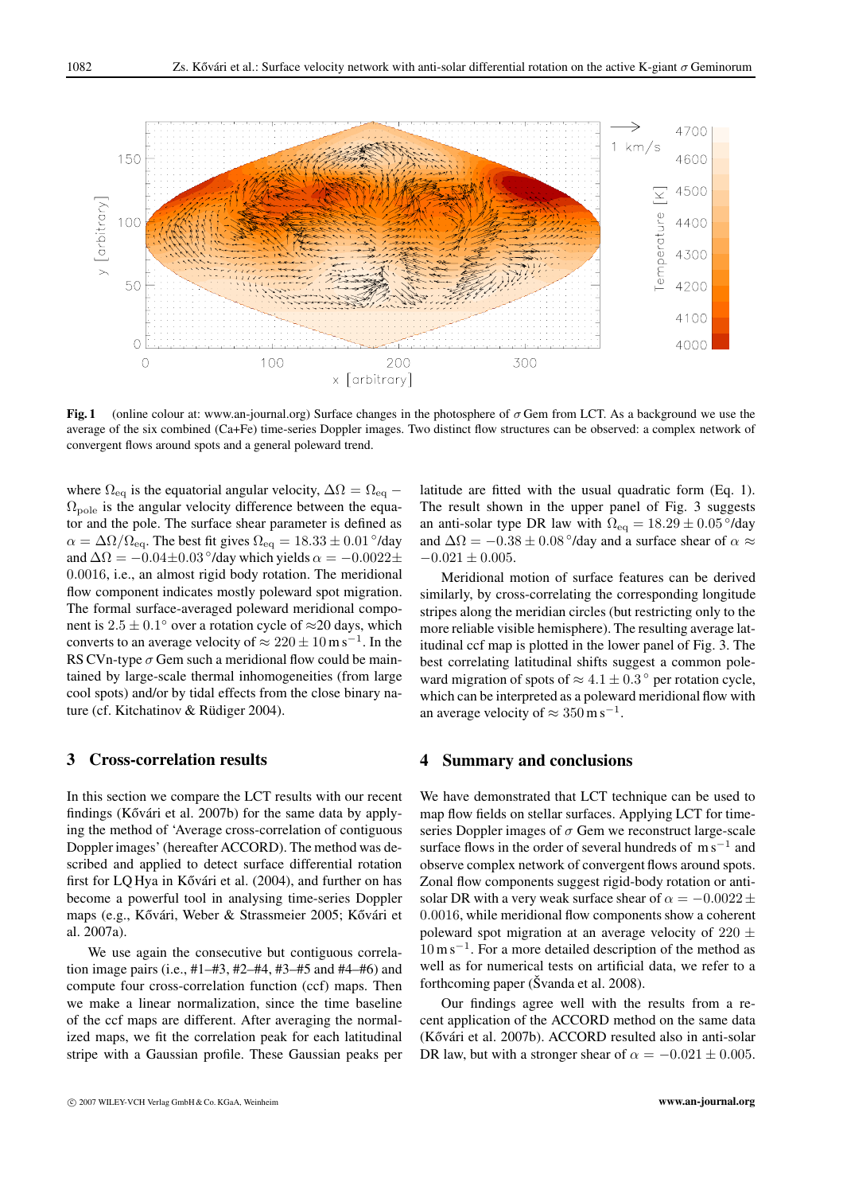**Fig. 1** (online colour at: www.an-journal.org) Surface changes in the photosphere of $\sigma$ Gem from LCT. As a background we use the average of the six combined (Ca+Fe) time-series Doppler images. Two distinct flow structures can be observed: a complex network of convergent flows around spots and a general poleward trend.

where $\Omega_{\rm eq}$ is the equatorial angular velocity, $\Delta\Omega = \Omega_{\rm eq} - \Omega_{\rm pole}$ is the angular velocity difference between the equator and the pole. The surface shear parameter is defined as $\alpha = \Delta\Omega/\Omega_{\rm eq}$. The best fit gives $\Omega_{\rm eq} = 18.33 \pm 0.01\,^\circ$/day and $\Delta\Omega = -0.04 \pm 0.03\,^\circ$/day which yields $\alpha = -0.0022 \pm 0.0016$, i.e., an almost rigid body rotation. The meridional flow component indicates mostly poleward spot migration. The formal surface-averaged poleward meridional component is $2.5 \pm 0.1^\circ$ over a rotation cycle of $\approx$20 days, which converts to an average velocity of $\approx 220 \pm 10\,{\rm m\,s^{-1}}$. In the RS CVn-type $\sigma$ Gem such a meridional flow could be maintained by large-scale thermal inhomogeneities (from large cool spots) and/or by tidal effects from the close binary nature (cf. Kitchatinov & Rüdiger 2004).

## 3 Cross-correlation results

In this section we compare the LCT results with our recent findings (Kővári et al. 2007b) for the same data by applying the method of 'Average cross-correlation of contiguous Doppler images' (hereafter ACCORD). The method was described and applied to detect surface differential rotation first for LQ Hya in Kővári et al. (2004), and further on has become a powerful tool in analysing time-series Doppler maps (e.g., Kővári, Weber & Strassmeier 2005; Kővári et al. 2007a).

We use again the consecutive but contiguous correlation image pairs (i.e., #1–#3, #2–#4, #3–#5 and #4–#6) and compute four cross-correlation function (ccf) maps. Then we make a linear normalization, since the time baseline of the ccf maps are different. After averaging the normalized maps, we fit the correlation peak for each latitudinal stripe with a Gaussian profile. These Gaussian peaks per latitude are fitted with the usual quadratic form (Eq. 1). The result shown in the upper panel of Fig. 3 suggests an anti-solar type DR law with $\Omega_{\rm eq} = 18.29 \pm 0.05\,^\circ$/day and $\Delta\Omega = -0.38 \pm 0.08\,^\circ$/day and a surface shear of $\alpha \approx -0.021 \pm 0.005$.

Meridional motion of surface features can be derived similarly, by cross-correlating the corresponding longitude stripes along the meridian circles (but restricting only to the more reliable visible hemisphere). The resulting average latitudinal ccf map is plotted in the lower panel of Fig. 3. The best correlating latitudinal shifts suggest a common poleward migration of spots of $\approx 4.1 \pm 0.3^\circ$ per rotation cycle, which can be interpreted as a poleward meridional flow with an average velocity of $\approx 350\,{\rm m\,s^{-1}}$.

## 4 Summary and conclusions

We have demonstrated that LCT technique can be used to map flow fields on stellar surfaces. Applying LCT for time-series Doppler images of $\sigma$ Gem we reconstruct large-scale surface flows in the order of several hundreds of ${\rm m\,s^{-1}}$ and observe complex network of convergent flows around spots. Zonal flow components suggest rigid-body rotation or anti-solar DR with a very weak surface shear of $\alpha = -0.0022 \pm 0.0016$, while meridional flow components show a coherent poleward spot migration at an average velocity of $220 \pm 10\,{\rm m\,s^{-1}}$. For a more detailed description of the method as well as for numerical tests on artificial data, we refer to a forthcoming paper (Švanda et al. 2008).

Our findings agree well with the results from a recent application of the ACCORD method on the same data (Kővári et al. 2007b). ACCORD resulted also in anti-solar DR law, but with a stronger shear of $\alpha = -0.021 \pm 0.005$.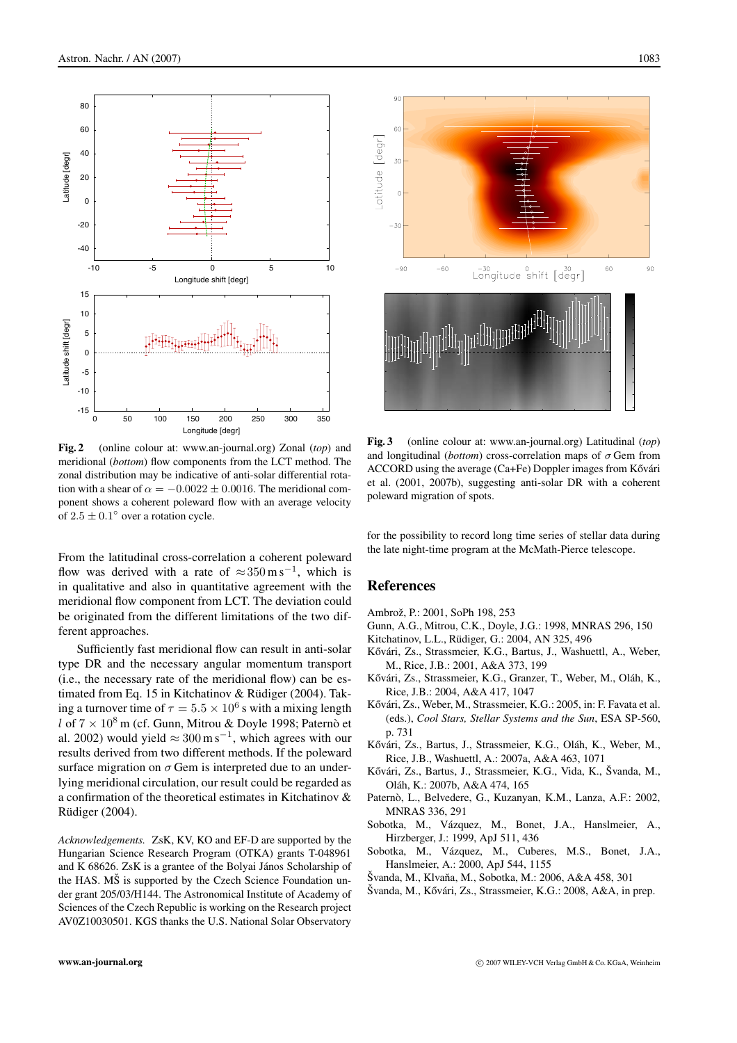80
60
40
20
0
-20
-40
-10 -5 0 5 10
Latitude [degr]
Longitude shift [degr]

15
10
5
0
-5
-10
-15
0 50 100 150 200 250 300 350
Latitude shift [degr]
Longitude [degr]

**Fig. 2** (online colour at: www.an-journal.org) Zonal (*top*) and meridional (*bottom*) flow components from the LCT method. The zonal distribution may be indicative of anti-solar differential rotation with a shear of $\alpha = -0.0022 \pm 0.0016$. The meridional component shows a coherent poleward flow with an average velocity of $2.5 \pm 0.1^{\circ}$ over a rotation cycle.

90
60
30
0
-30
-90 -60 -30 0 30 60 90
Latitude [degr]
Longitude shift [degr]

**Fig. 3** (online colour at: www.an-journal.org) Latitudinal (*top*) and longitudinal (*bottom*) cross-correlation maps of $\sigma$ Gem from ACCORD using the average (Ca+Fe) Doppler images from Kővári et al. (2001, 2007b), suggesting anti-solar DR with a coherent poleward migration of spots.

From the latitudinal cross-correlation a coherent poleward flow was derived with a rate of $\approx 350\,\mathrm{m\,s^{-1}}$, which is in qualitative and also in quantitative agreement with the meridional flow component from LCT. The deviation could be originated from the different limitations of the two different approaches.

Sufficiently fast meridional flow can result in anti-solar type DR and the necessary angular momentum transport (i.e., the necessary rate of the meridional flow) can be estimated from Eq. 15 in Kitchatinov & Rüdiger (2004). Taking a turnover time of $\tau = 5.5 \times 10^6$ s with a mixing length $l$ of $7 \times 10^8$ m (cf. Gunn, Mitrou & Doyle 1998; Paternò et al. 2002) would yield $\approx 300\,\mathrm{m\,s^{-1}}$, which agrees with our results derived from two different methods. If the poleward surface migration on $\sigma$ Gem is interpreted due to an underlying meridional circulation, our result could be regarded as a confirmation of the theoretical estimates in Kitchatinov & Rüdiger (2004).

*Acknowledgements.* ZsK, KV, KO and EF-D are supported by the Hungarian Science Research Program (OTKA) grants T-048961 and K 68626. ZsK is a grantee of the Bolyai János Scholarship of the HAS. MŠ is supported by the Czech Science Foundation under grant 205/03/H144. The Astronomical Institute of Academy of Sciences of the Czech Republic is working on the Research project AV0Z10030501. KGS thanks the U.S. National Solar Observatory for the possibility to record long time series of stellar data during the late night-time program at the McMath-Pierce telescope.

## References

Ambrož, P.: 2001, SoPh 198, 253

Gunn, A.G., Mitrou, C.K., Doyle, J.G.: 1998, MNRAS 296, 150

Kitchatinov, L.L., Rüdiger, G.: 2004, AN 325, 496

Kővári, Zs., Strassmeier, K.G., Bartus, J., Washuettl, A., Weber, M., Rice, J.B.: 2001, A&A 373, 199

Kővári, Zs., Strassmeier, K.G., Granzer, T., Weber, M., Oláh, K., Rice, J.B.: 2004, A&A 417, 1047

Kővári, Zs., Weber, M., Strassmeier, K.G.: 2005, in: F. Favata et al. (eds.), *Cool Stars, Stellar Systems and the Sun*, ESA SP-560, p. 731

Kővári, Zs., Bartus, J., Strassmeier, K.G., Oláh, K., Weber, M., Rice, J.B., Washuettl, A.: 2007a, A&A 463, 1071

Kővári, Zs., Bartus, J., Strassmeier, K.G., Vida, K., Švanda, M., Oláh, K.: 2007b, A&A 474, 165

Paternò, L., Belvedere, G., Kuzanyan, K.M., Lanza, A.F.: 2002, MNRAS 336, 291

Sobotka, M., Vázquez, M., Bonet, J.A., Hanslmeier, A., Hirzberger, J.: 1999, ApJ 511, 436

Sobotka, M., Vázquez, M., Cuberes, M.S., Bonet, J.A., Hanslmeier, A.: 2000, ApJ 544, 1155

Švanda, M., Klvaňa, M., Sobotka, M.: 2006, A&A 458, 301

Švanda, M., Kővári, Zs., Strassmeier, K.G.: 2008, A&A, in prep.